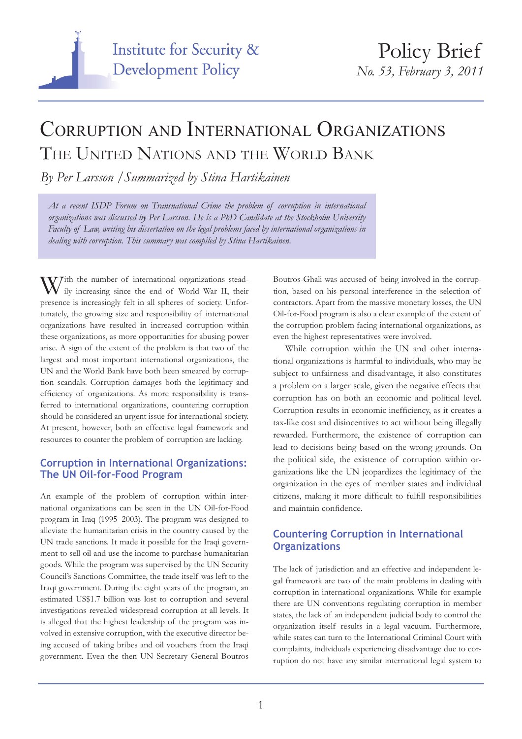Institute for Security & Development Policy

Policy Brief
*No. 53, February 3, 2011*

# Corruption and International Organizations
## The United Nations and the World Bank

*By Per Larsson / Summarized by Stina Hartikainen*

*At a recent ISDP Forum on Transnational Crime the problem of corruption in international organizations was discussed by Per Larsson. He is a PhD Candidate at the Stockholm University Faculty of Law, writing his dissertation on the legal problems faced by international organizations in dealing with corruption. This summary was compiled by Stina Hartikainen.*

With the number of international organizations steadily increasing since the end of World War II, their presence is increasingly felt in all spheres of society. Unfortunately, the growing size and responsibility of international organizations have resulted in increased corruption within these organizations, as more opportunities for abusing power arise. A sign of the extent of the problem is that two of the largest and most important international organizations, the UN and the World Bank have both been smeared by corruption scandals. Corruption damages both the legitimacy and efficiency of organizations. As more responsibility is transferred to international organizations, countering corruption should be considered an urgent issue for international society. At present, however, both an effective legal framework and resources to counter the problem of corruption are lacking.

### Corruption in International Organizations: The UN Oil-for-Food Program

An example of the problem of corruption within international organizations can be seen in the UN Oil-for-Food program in Iraq (1995–2003). The program was designed to alleviate the humanitarian crisis in the country caused by the UN trade sanctions. It made it possible for the Iraqi government to sell oil and use the income to purchase humanitarian goods. While the program was supervised by the UN Security Council's Sanctions Committee, the trade itself was left to the Iraqi government. During the eight years of the program, an estimated US$1.7 billion was lost to corruption and several investigations revealed widespread corruption at all levels. It is alleged that the highest leadership of the program was involved in extensive corruption, with the executive director being accused of taking bribes and oil vouchers from the Iraqi government. Even the then UN Secretary General Boutros Boutros-Ghali was accused of being involved in the corruption, based on his personal interference in the selection of contractors. Apart from the massive monetary losses, the UN Oil-for-Food program is also a clear example of the extent of the corruption problem facing international organizations, as even the highest representatives were involved.

While corruption within the UN and other international organizations is harmful to individuals, who may be subject to unfairness and disadvantage, it also constitutes a problem on a larger scale, given the negative effects that corruption has on both an economic and political level. Corruption results in economic inefficiency, as it creates a tax-like cost and disincentives to act without being illegally rewarded. Furthermore, the existence of corruption can lead to decisions being based on the wrong grounds. On the political side, the existence of corruption within organizations like the UN jeopardizes the legitimacy of the organization in the eyes of member states and individual citizens, making it more difficult to fulfill responsibilities and maintain confidence.

### Countering Corruption in International Organizations

The lack of jurisdiction and an effective and independent legal framework are two of the main problems in dealing with corruption in international organizations. While for example there are UN conventions regulating corruption in member states, the lack of an independent judicial body to control the organization itself results in a legal vacuum. Furthermore, while states can turn to the International Criminal Court with complaints, individuals experiencing disadvantage due to corruption do not have any similar international legal system to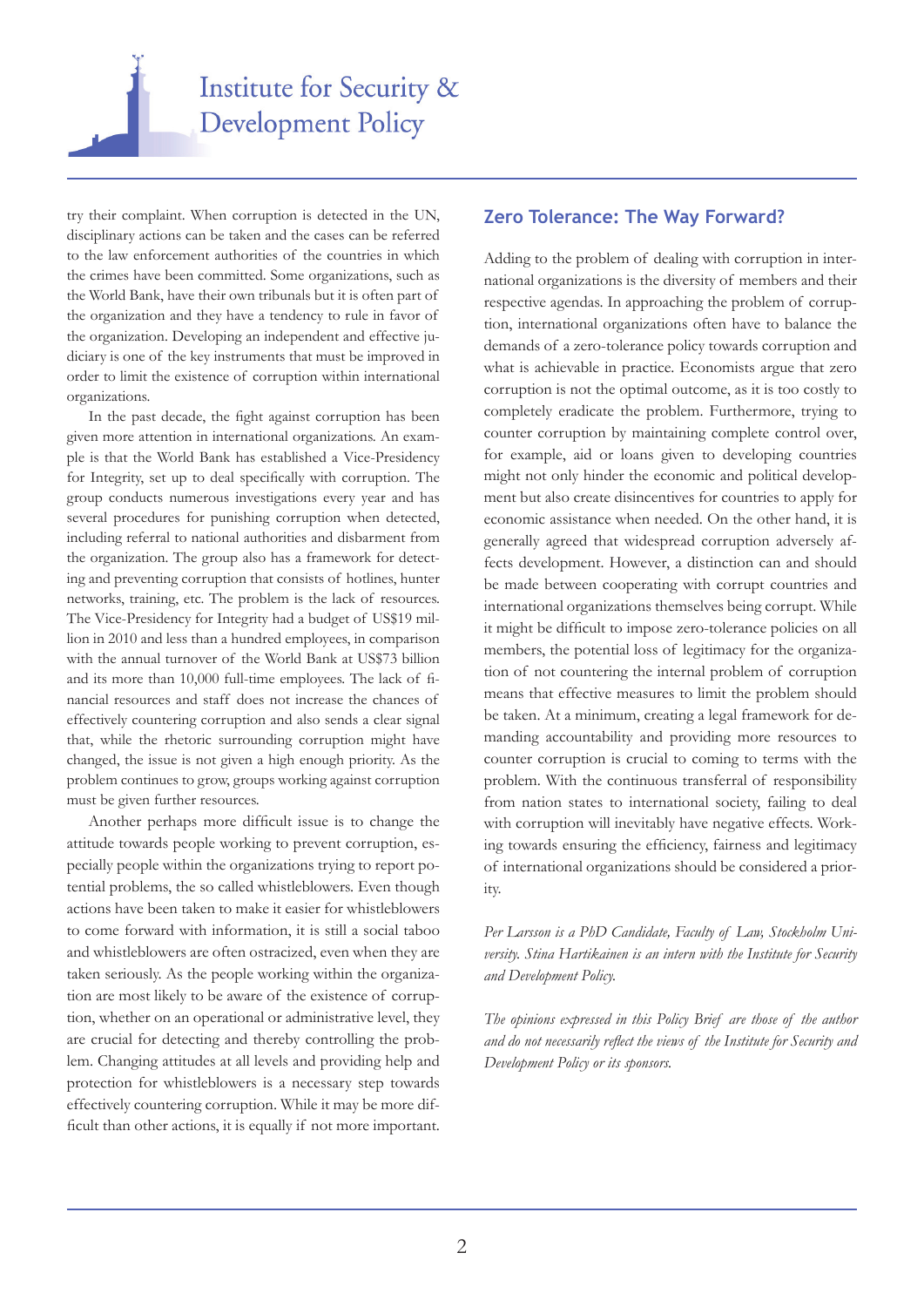try their complaint. When corruption is detected in the UN, disciplinary actions can be taken and the cases can be referred to the law enforcement authorities of the countries in which the crimes have been committed. Some organizations, such as the World Bank, have their own tribunals but it is often part of the organization and they have a tendency to rule in favor of the organization. Developing an independent and effective judiciary is one of the key instruments that must be improved in order to limit the existence of corruption within international organizations.

In the past decade, the fight against corruption has been given more attention in international organizations. An example is that the World Bank has established a Vice-Presidency for Integrity, set up to deal specifically with corruption. The group conducts numerous investigations every year and has several procedures for punishing corruption when detected, including referral to national authorities and disbarment from the organization. The group also has a framework for detecting and preventing corruption that consists of hotlines, hunter networks, training, etc. The problem is the lack of resources. The Vice-Presidency for Integrity had a budget of US$19 million in 2010 and less than a hundred employees, in comparison with the annual turnover of the World Bank at US$73 billion and its more than 10,000 full-time employees. The lack of financial resources and staff does not increase the chances of effectively countering corruption and also sends a clear signal that, while the rhetoric surrounding corruption might have changed, the issue is not given a high enough priority. As the problem continues to grow, groups working against corruption must be given further resources.

Another perhaps more difficult issue is to change the attitude towards people working to prevent corruption, especially people within the organizations trying to report potential problems, the so called whistleblowers. Even though actions have been taken to make it easier for whistleblowers to come forward with information, it is still a social taboo and whistleblowers are often ostracized, even when they are taken seriously. As the people working within the organization are most likely to be aware of the existence of corruption, whether on an operational or administrative level, they are crucial for detecting and thereby controlling the problem. Changing attitudes at all levels and providing help and protection for whistleblowers is a necessary step towards effectively countering corruption. While it may be more difficult than other actions, it is equally if not more important.

## Zero Tolerance: The Way Forward?

Adding to the problem of dealing with corruption in international organizations is the diversity of members and their respective agendas. In approaching the problem of corruption, international organizations often have to balance the demands of a zero-tolerance policy towards corruption and what is achievable in practice. Economists argue that zero corruption is not the optimal outcome, as it is too costly to completely eradicate the problem. Furthermore, trying to counter corruption by maintaining complete control over, for example, aid or loans given to developing countries might not only hinder the economic and political development but also create disincentives for countries to apply for economic assistance when needed. On the other hand, it is generally agreed that widespread corruption adversely affects development. However, a distinction can and should be made between cooperating with corrupt countries and international organizations themselves being corrupt. While it might be difficult to impose zero-tolerance policies on all members, the potential loss of legitimacy for the organization of not countering the internal problem of corruption means that effective measures to limit the problem should be taken. At a minimum, creating a legal framework for demanding accountability and providing more resources to counter corruption is crucial to coming to terms with the problem. With the continuous transferral of responsibility from nation states to international society, failing to deal with corruption will inevitably have negative effects. Working towards ensuring the efficiency, fairness and legitimacy of international organizations should be considered a priority.

*Per Larsson is a PhD Candidate, Faculty of Law, Stockholm University. Stina Hartikainen is an intern with the Institute for Security and Development Policy.*

*The opinions expressed in this Policy Brief are those of the author and do not necessarily reflect the views of the Institute for Security and Development Policy or its sponsors.*